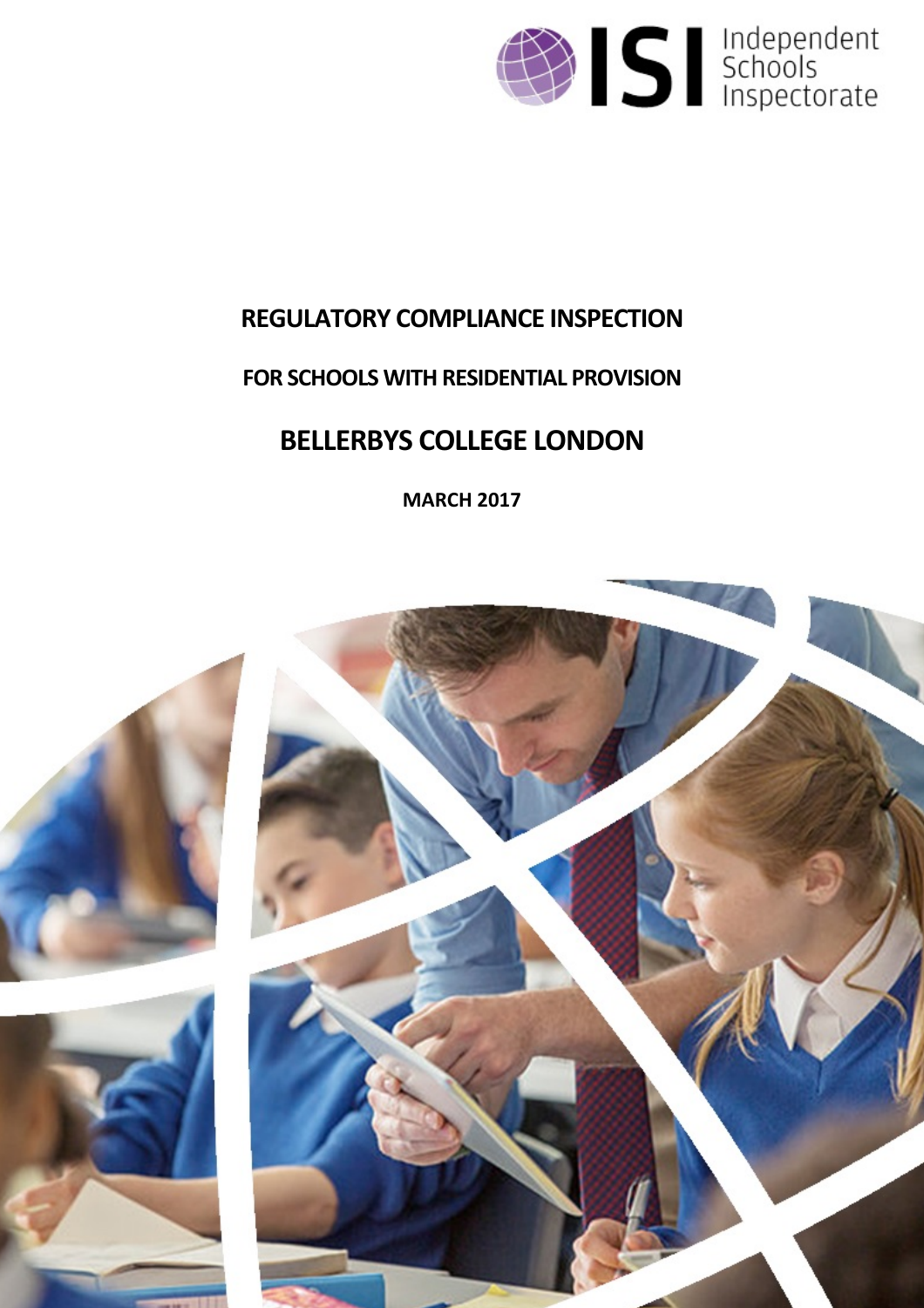Independent Schools Inspectorate

# REGULATORY COMPLIANCE INSPECTION

## FOR SCHOOLS WITH RESIDENTIAL PROVISION

# BELLERBYS COLLEGE LONDON

**MARCH 2017**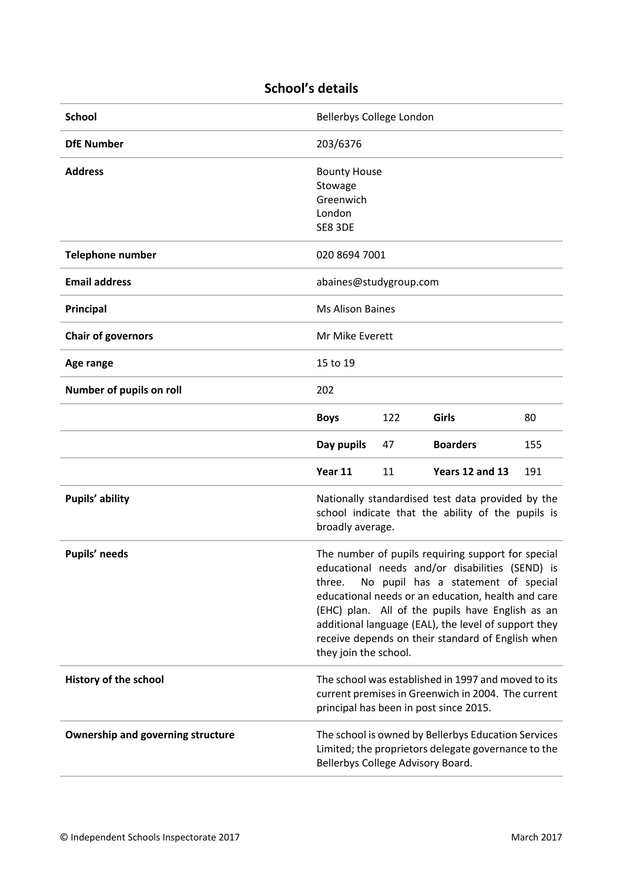## School's details

| | | | | |
|---|---|---|---|---|
| **School** | Bellerbys College London | | | |
| **DfE Number** | 203/6376 | | | |
| **Address** | Bounty House<br>Stowage<br>Greenwich<br>London<br>SE8 3DE | | | |
| **Telephone number** | 020 8694 7001 | | | |
| **Email address** | abaines@studygroup.com | | | |
| **Principal** | Ms Alison Baines | | | |
| **Chair of governors** | Mr Mike Everett | | | |
| **Age range** | 15 to 19 | | | |
| **Number of pupils on roll** | 202 | | | |
| | **Boys** | 122 | **Girls** | 80 |
| | **Day pupils** | 47 | **Boarders** | 155 |
| | **Year 11** | 11 | **Years 12 and 13** | 191 |
| **Pupils' ability** | Nationally standardised test data provided by the school indicate that the ability of the pupils is broadly average. | | | |
| **Pupils' needs** | The number of pupils requiring support for special educational needs and/or disabilities (SEND) is three. No pupil has a statement of special educational needs or an education, health and care (EHC) plan. All of the pupils have English as an additional language (EAL), the level of support they receive depends on their standard of English when they join the school. | | | |
| **History of the school** | The school was established in 1997 and moved to its current premises in Greenwich in 2004. The current principal has been in post since 2015. | | | |
| **Ownership and governing structure** | The school is owned by Bellerbys Education Services Limited; the proprietors delegate governance to the Bellerbys College Advisory Board. | | | |

© Independent Schools Inspectorate 2017 — March 2017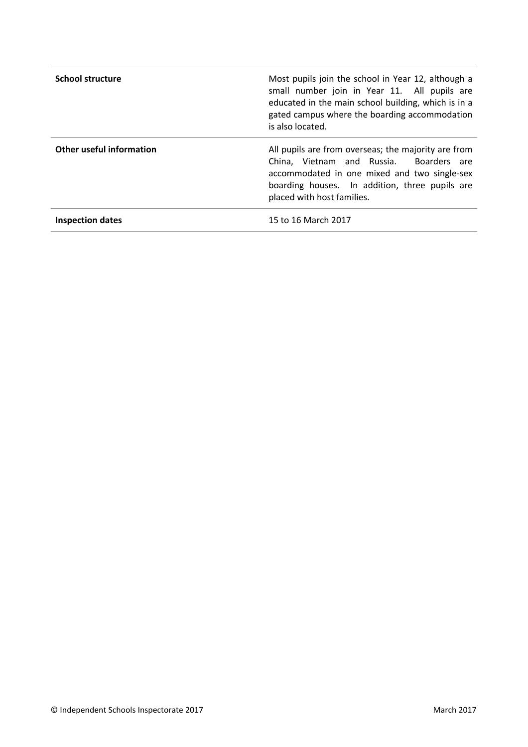| | |
|---|---|
| **School structure** | Most pupils join the school in Year 12, although a small number join in Year 11. All pupils are educated in the main school building, which is in a gated campus where the boarding accommodation is also located. |
| **Other useful information** | All pupils are from overseas; the majority are from China, Vietnam and Russia. Boarders are accommodated in one mixed and two single-sex boarding houses. In addition, three pupils are placed with host families. |
| **Inspection dates** | 15 to 16 March 2017 |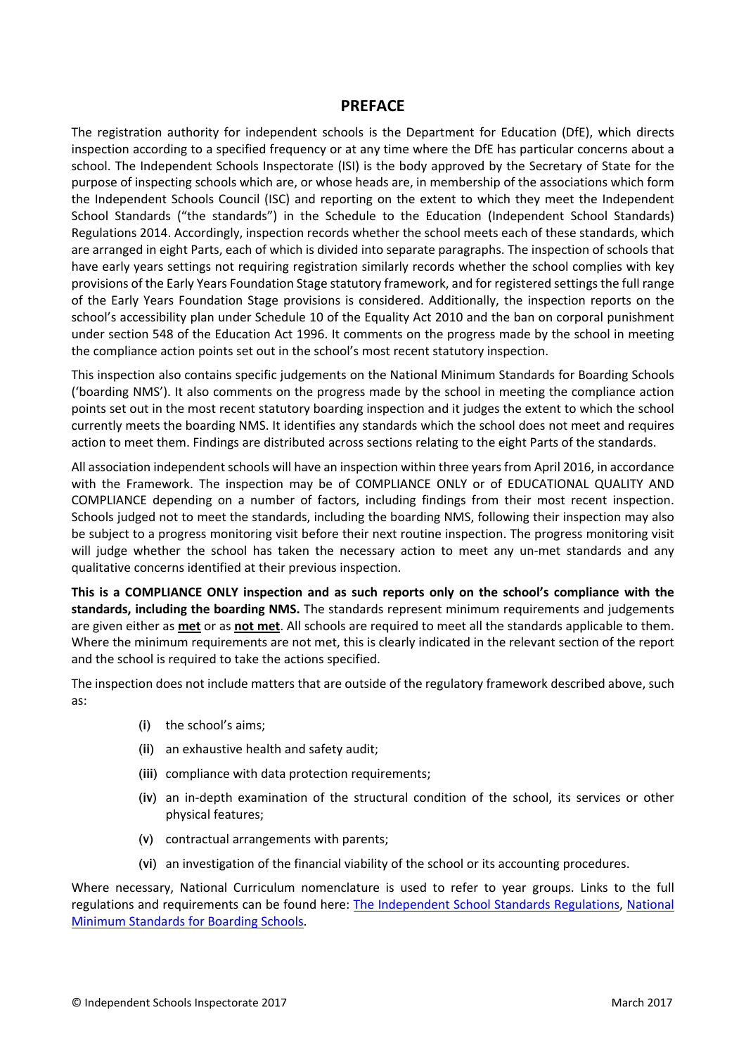## PREFACE

The registration authority for independent schools is the Department for Education (DfE), which directs inspection according to a specified frequency or at any time where the DfE has particular concerns about a school. The Independent Schools Inspectorate (ISI) is the body approved by the Secretary of State for the purpose of inspecting schools which are, or whose heads are, in membership of the associations which form the Independent Schools Council (ISC) and reporting on the extent to which they meet the Independent School Standards ("the standards") in the Schedule to the Education (Independent School Standards) Regulations 2014. Accordingly, inspection records whether the school meets each of these standards, which are arranged in eight Parts, each of which is divided into separate paragraphs. The inspection of schools that have early years settings not requiring registration similarly records whether the school complies with key provisions of the Early Years Foundation Stage statutory framework, and for registered settings the full range of the Early Years Foundation Stage provisions is considered. Additionally, the inspection reports on the school's accessibility plan under Schedule 10 of the Equality Act 2010 and the ban on corporal punishment under section 548 of the Education Act 1996. It comments on the progress made by the school in meeting the compliance action points set out in the school's most recent statutory inspection.

This inspection also contains specific judgements on the National Minimum Standards for Boarding Schools ('boarding NMS'). It also comments on the progress made by the school in meeting the compliance action points set out in the most recent statutory boarding inspection and it judges the extent to which the school currently meets the boarding NMS. It identifies any standards which the school does not meet and requires action to meet them. Findings are distributed across sections relating to the eight Parts of the standards.

All association independent schools will have an inspection within three years from April 2016, in accordance with the Framework. The inspection may be of COMPLIANCE ONLY or of EDUCATIONAL QUALITY AND COMPLIANCE depending on a number of factors, including findings from their most recent inspection. Schools judged not to meet the standards, including the boarding NMS, following their inspection may also be subject to a progress monitoring visit before their next routine inspection. The progress monitoring visit will judge whether the school has taken the necessary action to meet any un-met standards and any qualitative concerns identified at their previous inspection.

**This is a COMPLIANCE ONLY inspection and as such reports only on the school's compliance with the standards, including the boarding NMS.** The standards represent minimum requirements and judgements are given either as **met** or as **not met**. All schools are required to meet all the standards applicable to them. Where the minimum requirements are not met, this is clearly indicated in the relevant section of the report and the school is required to take the actions specified.

The inspection does not include matters that are outside of the regulatory framework described above, such as:

- **(i)** the school's aims;
- **(ii)** an exhaustive health and safety audit;
- **(iii)** compliance with data protection requirements;
- **(iv)** an in-depth examination of the structural condition of the school, its services or other physical features;
- **(v)** contractual arrangements with parents;
- **(vi)** an investigation of the financial viability of the school or its accounting procedures.

Where necessary, National Curriculum nomenclature is used to refer to year groups. Links to the full regulations and requirements can be found here: The Independent School Standards Regulations, National Minimum Standards for Boarding Schools.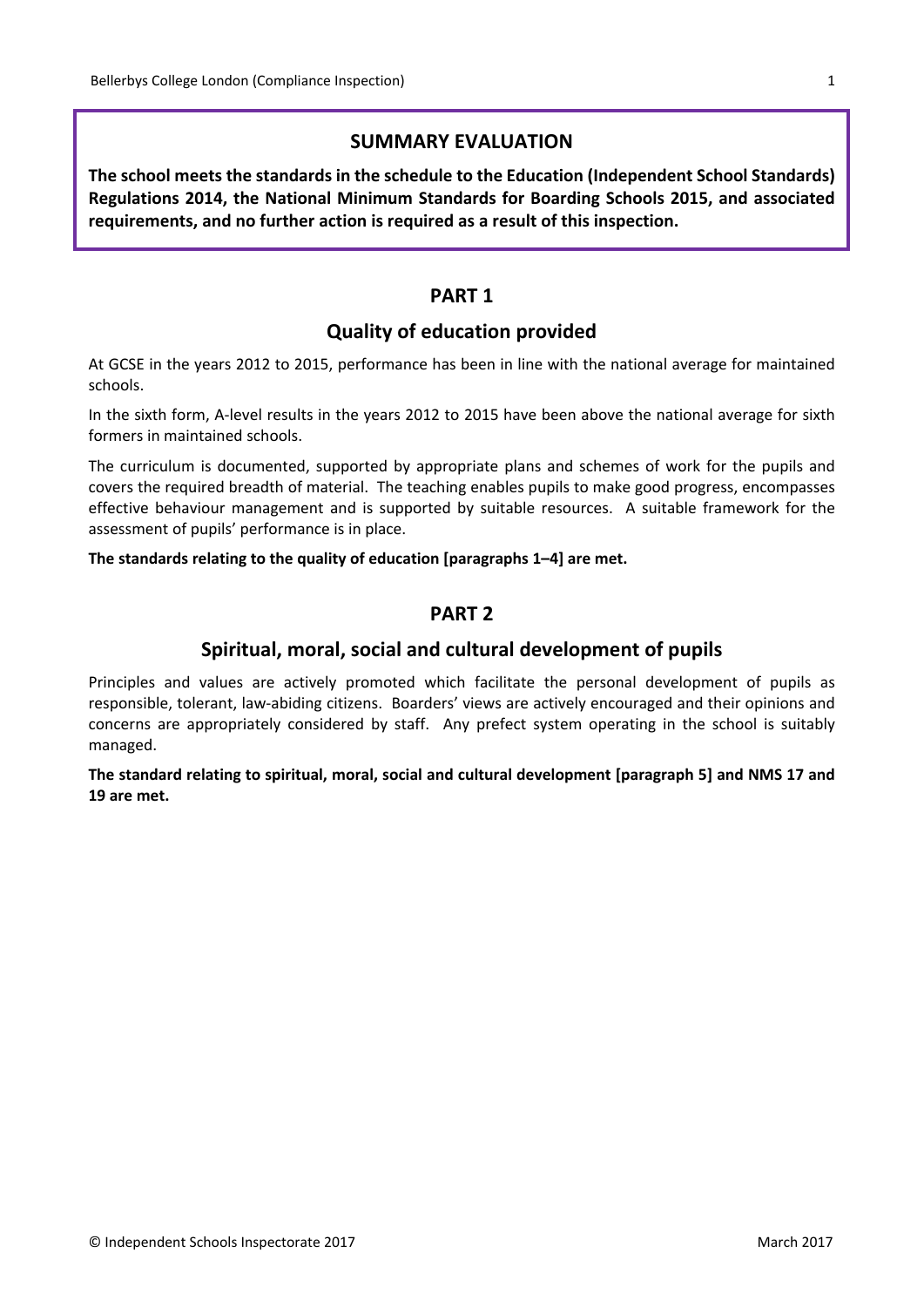## SUMMARY EVALUATION

**The school meets the standards in the schedule to the Education (Independent School Standards) Regulations 2014, the National Minimum Standards for Boarding Schools 2015, and associated requirements, and no further action is required as a result of this inspection.**

## PART 1

## Quality of education provided

At GCSE in the years 2012 to 2015, performance has been in line with the national average for maintained schools.

In the sixth form, A-level results in the years 2012 to 2015 have been above the national average for sixth formers in maintained schools.

The curriculum is documented, supported by appropriate plans and schemes of work for the pupils and covers the required breadth of material. The teaching enables pupils to make good progress, encompasses effective behaviour management and is supported by suitable resources. A suitable framework for the assessment of pupils' performance is in place.

**The standards relating to the quality of education [paragraphs 1–4] are met.**

## PART 2

## Spiritual, moral, social and cultural development of pupils

Principles and values are actively promoted which facilitate the personal development of pupils as responsible, tolerant, law-abiding citizens. Boarders' views are actively encouraged and their opinions and concerns are appropriately considered by staff. Any prefect system operating in the school is suitably managed.

**The standard relating to spiritual, moral, social and cultural development [paragraph 5] and NMS 17 and 19 are met.**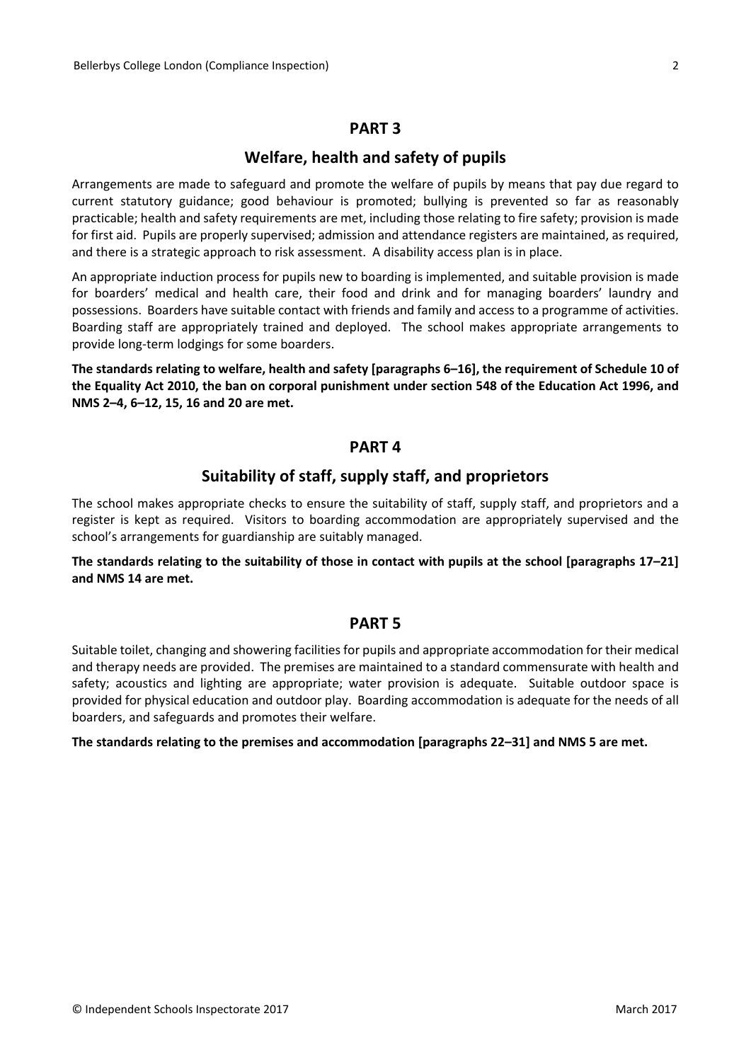## PART 3

## Welfare, health and safety of pupils

Arrangements are made to safeguard and promote the welfare of pupils by means that pay due regard to current statutory guidance; good behaviour is promoted; bullying is prevented so far as reasonably practicable; health and safety requirements are met, including those relating to fire safety; provision is made for first aid. Pupils are properly supervised; admission and attendance registers are maintained, as required, and there is a strategic approach to risk assessment. A disability access plan is in place.

An appropriate induction process for pupils new to boarding is implemented, and suitable provision is made for boarders' medical and health care, their food and drink and for managing boarders' laundry and possessions. Boarders have suitable contact with friends and family and access to a programme of activities. Boarding staff are appropriately trained and deployed. The school makes appropriate arrangements to provide long-term lodgings for some boarders.

**The standards relating to welfare, health and safety [paragraphs 6–16], the requirement of Schedule 10 of the Equality Act 2010, the ban on corporal punishment under section 548 of the Education Act 1996, and NMS 2–4, 6–12, 15, 16 and 20 are met.**

## PART 4

## Suitability of staff, supply staff, and proprietors

The school makes appropriate checks to ensure the suitability of staff, supply staff, and proprietors and a register is kept as required. Visitors to boarding accommodation are appropriately supervised and the school's arrangements for guardianship are suitably managed.

**The standards relating to the suitability of those in contact with pupils at the school [paragraphs 17–21] and NMS 14 are met.**

## PART 5

Suitable toilet, changing and showering facilities for pupils and appropriate accommodation for their medical and therapy needs are provided. The premises are maintained to a standard commensurate with health and safety; acoustics and lighting are appropriate; water provision is adequate. Suitable outdoor space is provided for physical education and outdoor play. Boarding accommodation is adequate for the needs of all boarders, and safeguards and promotes their welfare.

**The standards relating to the premises and accommodation [paragraphs 22–31] and NMS 5 are met.**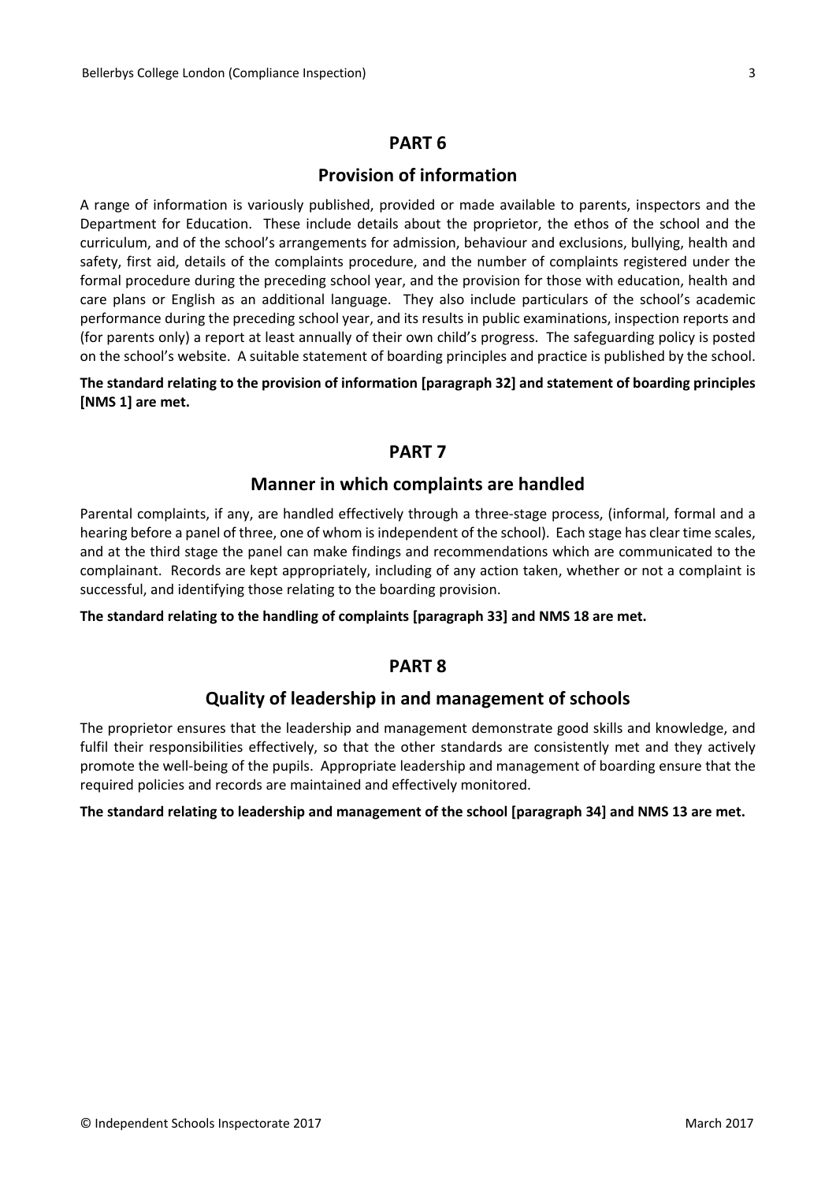## PART 6

### Provision of information

A range of information is variously published, provided or made available to parents, inspectors and the Department for Education. These include details about the proprietor, the ethos of the school and the curriculum, and of the school's arrangements for admission, behaviour and exclusions, bullying, health and safety, first aid, details of the complaints procedure, and the number of complaints registered under the formal procedure during the preceding school year, and the provision for those with education, health and care plans or English as an additional language. They also include particulars of the school's academic performance during the preceding school year, and its results in public examinations, inspection reports and (for parents only) a report at least annually of their own child's progress. The safeguarding policy is posted on the school's website. A suitable statement of boarding principles and practice is published by the school.

**The standard relating to the provision of information [paragraph 32] and statement of boarding principles [NMS 1] are met.**

## PART 7

### Manner in which complaints are handled

Parental complaints, if any, are handled effectively through a three-stage process, (informal, formal and a hearing before a panel of three, one of whom is independent of the school). Each stage has clear time scales, and at the third stage the panel can make findings and recommendations which are communicated to the complainant. Records are kept appropriately, including of any action taken, whether or not a complaint is successful, and identifying those relating to the boarding provision.

**The standard relating to the handling of complaints [paragraph 33] and NMS 18 are met.**

## PART 8

### Quality of leadership in and management of schools

The proprietor ensures that the leadership and management demonstrate good skills and knowledge, and fulfil their responsibilities effectively, so that the other standards are consistently met and they actively promote the well-being of the pupils. Appropriate leadership and management of boarding ensure that the required policies and records are maintained and effectively monitored.

**The standard relating to leadership and management of the school [paragraph 34] and NMS 13 are met.**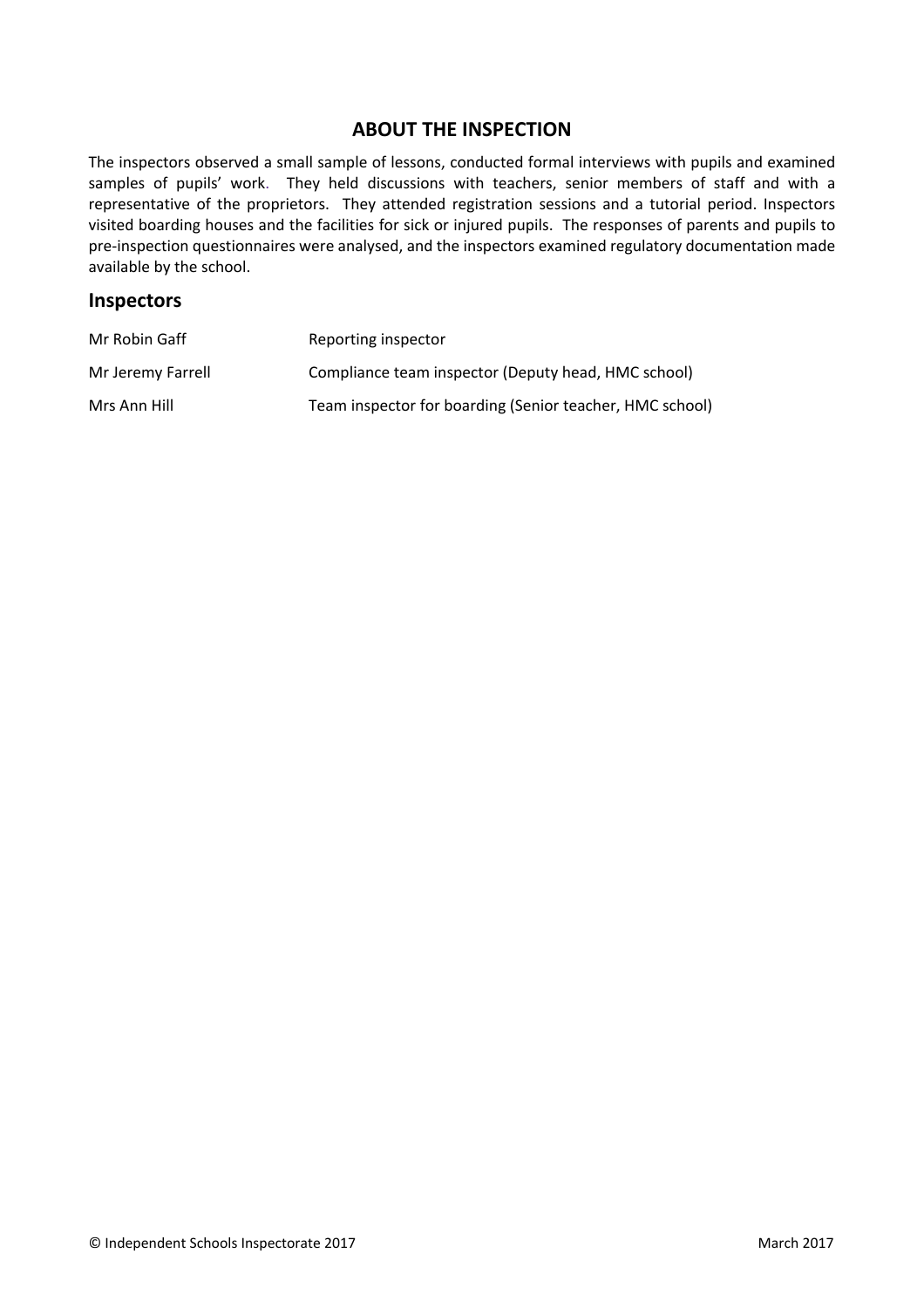## ABOUT THE INSPECTION

The inspectors observed a small sample of lessons, conducted formal interviews with pupils and examined samples of pupils' work. They held discussions with teachers, senior members of staff and with a representative of the proprietors. They attended registration sessions and a tutorial period. Inspectors visited boarding houses and the facilities for sick or injured pupils. The responses of parents and pupils to pre-inspection questionnaires were analysed, and the inspectors examined regulatory documentation made available by the school.

### Inspectors

| | |
|---|---|
| Mr Robin Gaff | Reporting inspector |
| Mr Jeremy Farrell | Compliance team inspector (Deputy head, HMC school) |
| Mrs Ann Hill | Team inspector for boarding (Senior teacher, HMC school) |